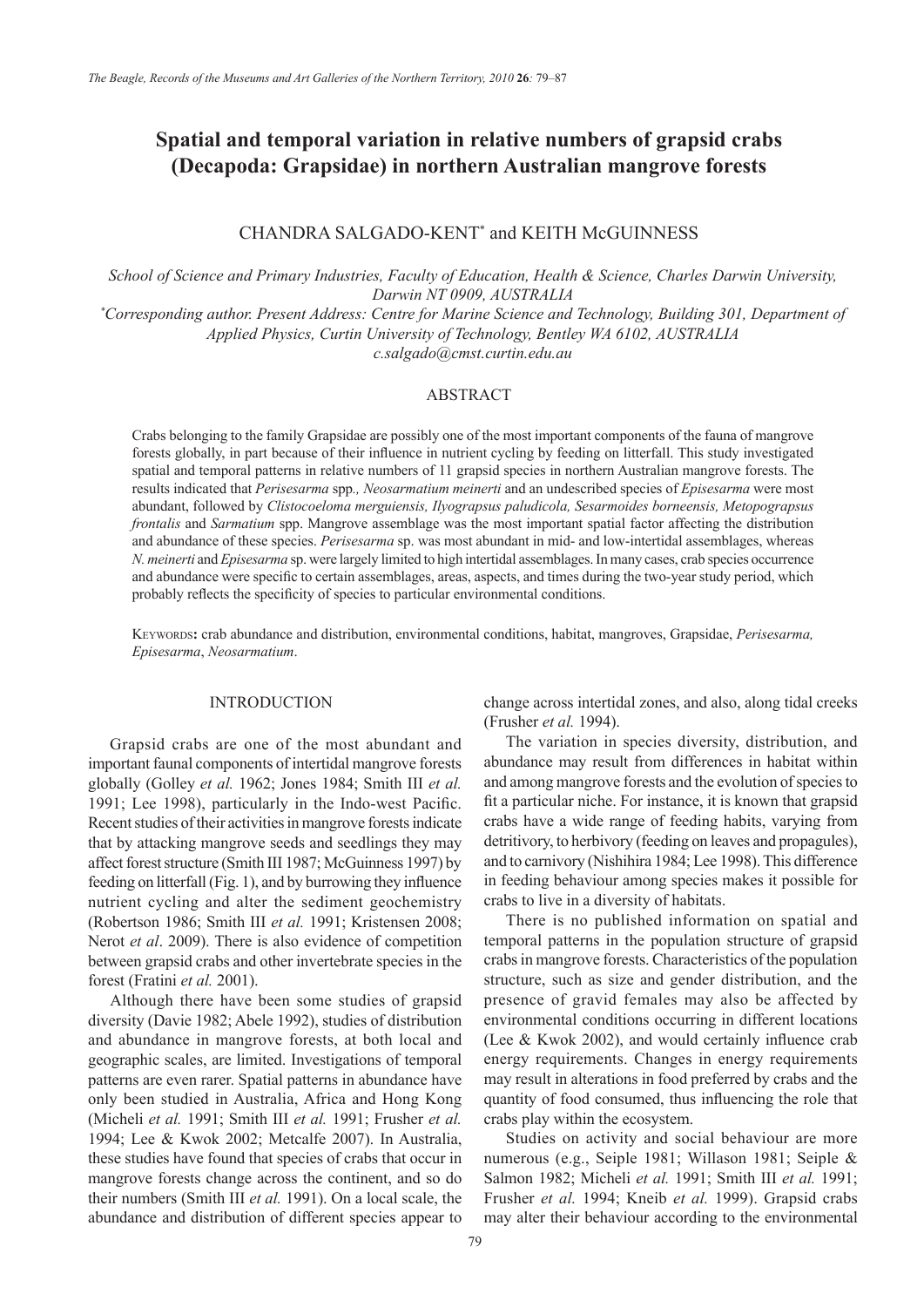# Spatial and temporal variation in relative numbers of grapsid crabs (Decapoda: Grapsidae) in northern Australian mangrove forests

CHANDRA SALGADO-KENT* and KEITH McGUINNESS

*School of Science and Primary Industries, Faculty of Education, Health & Science, Charles Darwin University, Darwin NT 0909, AUSTRALIA*

*\*Corresponding author. Present Address: Centre for Marine Science and Technology, Building 301, Department of Applied Physics, Curtin University of Technology, Bentley WA 6102, AUSTRALIA*

*c.salgado@cmst.curtin.edu.au*

## ABSTRACT

Crabs belonging to the family Grapsidae are possibly one of the most important components of the fauna of mangrove forests globally, in part because of their influence in nutrient cycling by feeding on litterfall. This study investigated spatial and temporal patterns in relative numbers of 11 grapsid species in northern Australian mangrove forests. The results indicated that *Perisesarma* spp*., Neosarmatium meinerti* and an undescribed species of *Episesarma* were most abundant, followed by *Clistocoeloma merguiensis, Ilyograpsus paludicola, Sesarmoides borneensis, Metopograpsus frontalis* and *Sarmatium* spp. Mangrove assemblage was the most important spatial factor affecting the distribution and abundance of these species. *Perisesarma* sp. was most abundant in mid- and low-intertidal assemblages, whereas *N. meinerti* and *Episesarma* sp. were largely limited to high intertidal assemblages. In many cases, crab species occurrence and abundance were specific to certain assemblages, areas, aspects, and times during the two-year study period, which probably reflects the specificity of species to particular environmental conditions.

KEYWORDS**:** crab abundance and distribution, environmental conditions, habitat, mangroves, Grapsidae, *Perisesarma, Episesarma*, *Neosarmatium*.

## INTRODUCTION

Grapsid crabs are one of the most abundant and important faunal components of intertidal mangrove forests globally (Golley *et al.* 1962; Jones 1984; Smith III *et al.* 1991; Lee 1998), particularly in the Indo-west Pacific. Recent studies of their activities in mangrove forests indicate that by attacking mangrove seeds and seedlings they may affect forest structure (Smith III 1987; McGuinness 1997) by feeding on litterfall (Fig. 1), and by burrowing they influence nutrient cycling and alter the sediment geochemistry (Robertson 1986; Smith III *et al.* 1991; Kristensen 2008; Nerot *et al*. 2009). There is also evidence of competition between grapsid crabs and other invertebrate species in the forest (Fratini *et al.* 2001).

Although there have been some studies of grapsid diversity (Davie 1982; Abele 1992), studies of distribution and abundance in mangrove forests, at both local and geographic scales, are limited. Investigations of temporal patterns are even rarer. Spatial patterns in abundance have only been studied in Australia, Africa and Hong Kong (Micheli *et al.* 1991; Smith III *et al.* 1991; Frusher *et al.* 1994; Lee & Kwok 2002; Metcalfe 2007). In Australia, these studies have found that species of crabs that occur in mangrove forests change across the continent, and so do their numbers (Smith III *et al.* 1991). On a local scale, the abundance and distribution of different species appear to change across intertidal zones, and also, along tidal creeks (Frusher *et al.* 1994).

The variation in species diversity, distribution, and abundance may result from differences in habitat within and among mangrove forests and the evolution of species to fit a particular niche. For instance, it is known that grapsid crabs have a wide range of feeding habits, varying from detritivory, to herbivory (feeding on leaves and propagules), and to carnivory (Nishihira 1984; Lee 1998). This difference in feeding behaviour among species makes it possible for crabs to live in a diversity of habitats.

There is no published information on spatial and temporal patterns in the population structure of grapsid crabs in mangrove forests. Characteristics of the population structure, such as size and gender distribution, and the presence of gravid females may also be affected by environmental conditions occurring in different locations (Lee & Kwok 2002), and would certainly influence crab energy requirements. Changes in energy requirements may result in alterations in food preferred by crabs and the quantity of food consumed, thus influencing the role that crabs play within the ecosystem.

Studies on activity and social behaviour are more numerous (e.g., Seiple 1981; Willason 1981; Seiple & Salmon 1982; Micheli *et al.* 1991; Smith III *et al.* 1991; Frusher *et al.* 1994; Kneib *et al.* 1999). Grapsid crabs may alter their behaviour according to the environmental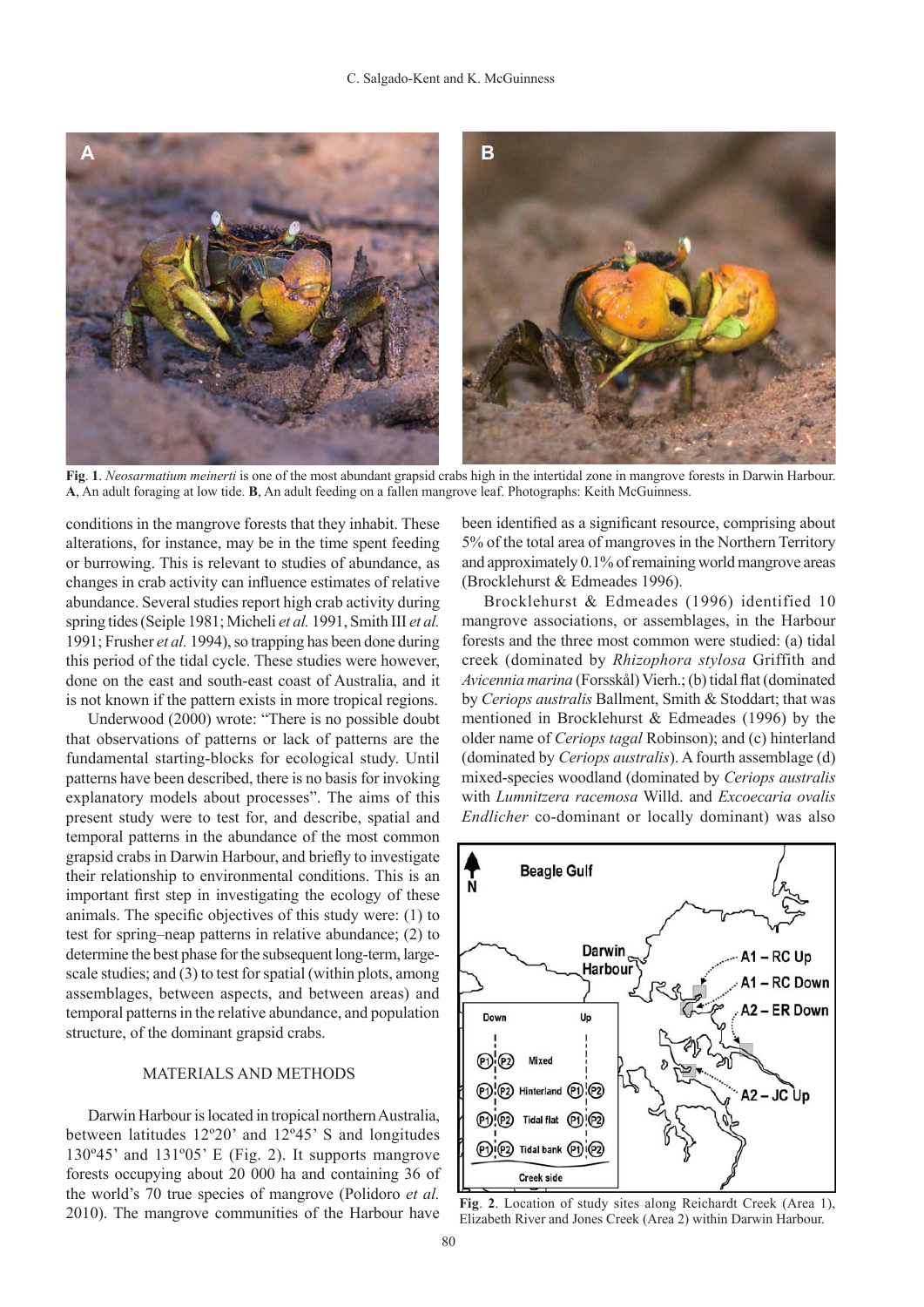**Fig. 1**. *Neosarmatium meinerti* is one of the most abundant grapsid crabs high in the intertidal zone in mangrove forests in Darwin Harbour. **A**, An adult foraging at low tide. **B**, An adult feeding on a fallen mangrove leaf. Photographs: Keith McGuinness.

conditions in the mangrove forests that they inhabit. These alterations, for instance, may be in the time spent feeding or burrowing. This is relevant to studies of abundance, as changes in crab activity can influence estimates of relative abundance. Several studies report high crab activity during spring tides (Seiple 1981; Micheli *et al.* 1991, Smith III *et al.* 1991; Frusher *et al.* 1994), so trapping has been done during this period of the tidal cycle. These studies were however, done on the east and south-east coast of Australia, and it is not known if the pattern exists in more tropical regions.

Underwood (2000) wrote: "There is no possible doubt that observations of patterns or lack of patterns are the fundamental starting-blocks for ecological study. Until patterns have been described, there is no basis for invoking explanatory models about processes". The aims of this present study were to test for, and describe, spatial and temporal patterns in the abundance of the most common grapsid crabs in Darwin Harbour, and briefly to investigate their relationship to environmental conditions. This is an important first step in investigating the ecology of these animals. The specific objectives of this study were: (1) to test for spring–neap patterns in relative abundance; (2) to determine the best phase for the subsequent long-term, large-scale studies; and (3) to test for spatial (within plots, among assemblages, between aspects, and between areas) and temporal patterns in the relative abundance, and population structure, of the dominant grapsid crabs.

## MATERIALS AND METHODS

Darwin Harbour is located in tropical northern Australia, between latitudes 12º20' and 12º45' S and longitudes 130º45' and 131º05' E (Fig. 2). It supports mangrove forests occupying about 20 000 ha and containing 36 of the world's 70 true species of mangrove (Polidoro *et al.* 2010). The mangrove communities of the Harbour have been identified as a significant resource, comprising about 5% of the total area of mangroves in the Northern Territory and approximately 0.1% of remaining world mangrove areas (Brocklehurst & Edmeades 1996).

Brocklehurst & Edmeades (1996) identified 10 mangrove associations, or assemblages, in the Harbour forests and the three most common were studied: (a) tidal creek (dominated by *Rhizophora stylosa* Griffith and *Avicennia marina* (Forsskål) Vierh.; (b) tidal flat (dominated by *Ceriops australis* Ballment, Smith & Stoddart; that was mentioned in Brocklehurst & Edmeades (1996) by the older name of *Ceriops tagal* Robinson); and (c) hinterland (dominated by *Ceriops australis*). A fourth assemblage (d) mixed-species woodland (dominated by *Ceriops australis* with *Lumnitzera racemosa* Willd. and *Excoecaria ovalis Endlicher* co-dominant or locally dominant) was also

**Fig. 2**. Location of study sites along Reichardt Creek (Area 1), Elizabeth River and Jones Creek (Area 2) within Darwin Harbour.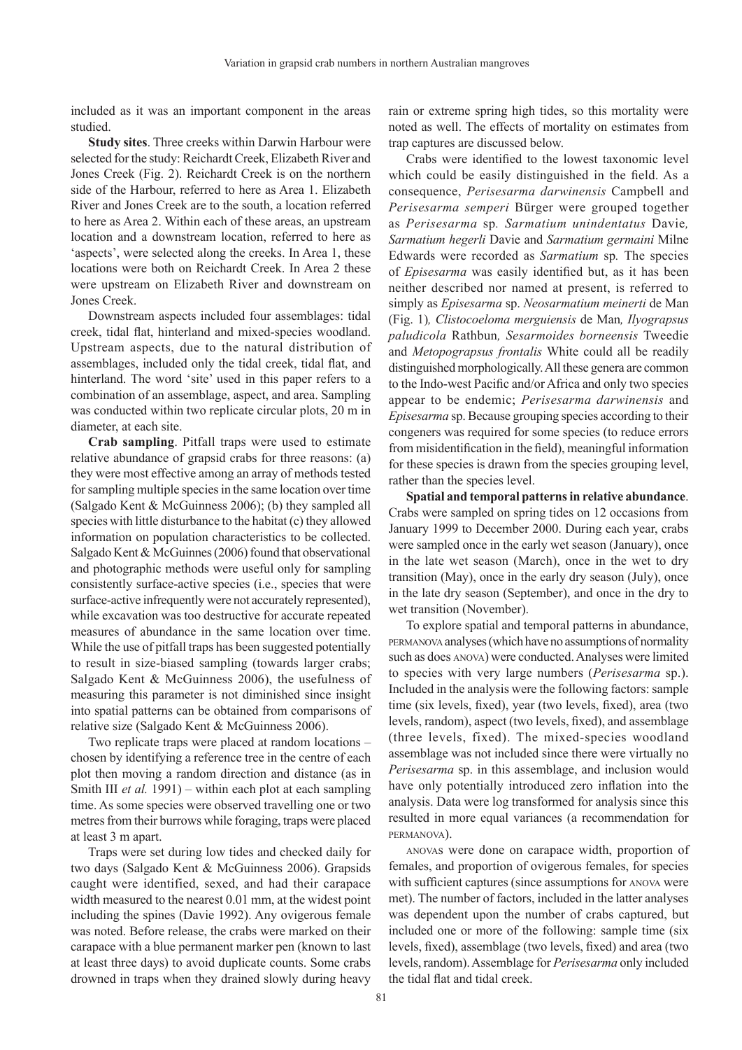included as it was an important component in the areas studied.

**Study sites**. Three creeks within Darwin Harbour were selected for the study: Reichardt Creek, Elizabeth River and Jones Creek (Fig. 2). Reichardt Creek is on the northern side of the Harbour, referred to here as Area 1. Elizabeth River and Jones Creek are to the south, a location referred to here as Area 2. Within each of these areas, an upstream location and a downstream location, referred to here as 'aspects', were selected along the creeks. In Area 1, these locations were both on Reichardt Creek. In Area 2 these were upstream on Elizabeth River and downstream on Jones Creek.

Downstream aspects included four assemblages: tidal creek, tidal flat, hinterland and mixed-species woodland. Upstream aspects, due to the natural distribution of assemblages, included only the tidal creek, tidal flat, and hinterland. The word 'site' used in this paper refers to a combination of an assemblage, aspect, and area. Sampling was conducted within two replicate circular plots, 20 m in diameter, at each site.

**Crab sampling**. Pitfall traps were used to estimate relative abundance of grapsid crabs for three reasons: (a) they were most effective among an array of methods tested for sampling multiple species in the same location over time (Salgado Kent & McGuinness 2006); (b) they sampled all species with little disturbance to the habitat (c) they allowed information on population characteristics to be collected. Salgado Kent & McGuinnes (2006) found that observational and photographic methods were useful only for sampling consistently surface-active species (i.e., species that were surface-active infrequently were not accurately represented), while excavation was too destructive for accurate repeated measures of abundance in the same location over time. While the use of pitfall traps has been suggested potentially to result in size-biased sampling (towards larger crabs; Salgado Kent & McGuinness 2006), the usefulness of measuring this parameter is not diminished since insight into spatial patterns can be obtained from comparisons of relative size (Salgado Kent & McGuinness 2006).

Two replicate traps were placed at random locations – chosen by identifying a reference tree in the centre of each plot then moving a random direction and distance (as in Smith III *et al.* 1991) – within each plot at each sampling time. As some species were observed travelling one or two metres from their burrows while foraging, traps were placed at least 3 m apart.

Traps were set during low tides and checked daily for two days (Salgado Kent & McGuinness 2006). Grapsids caught were identified, sexed, and had their carapace width measured to the nearest 0.01 mm, at the widest point including the spines (Davie 1992). Any ovigerous female was noted. Before release, the crabs were marked on their carapace with a blue permanent marker pen (known to last at least three days) to avoid duplicate counts. Some crabs drowned in traps when they drained slowly during heavy rain or extreme spring high tides, so this mortality were noted as well. The effects of mortality on estimates from trap captures are discussed below.

Crabs were identified to the lowest taxonomic level which could be easily distinguished in the field. As a consequence, *Perisesarma darwinensis* Campbell and *Perisesarma semperi* Bürger were grouped together as *Perisesarma* sp. *Sarmatium unindentatus* Davie*, Sarmatium hegerli* Davie and *Sarmatium germaini* Milne Edwards were recorded as *Sarmatium* sp. The species of *Episesarma* was easily identified but, as it has been neither described nor named at present, is referred to simply as *Episesarma* sp. *Neosarmatium meinerti* de Man (Fig. 1)*, Clistocoeloma merguiensis* de Man*, Ilyograpsus paludicola* Rathbun*, Sesarmoides borneensis* Tweedie and *Metopograpsus frontalis* White could all be readily distinguished morphologically. All these genera are common to the Indo-west Pacific and/or Africa and only two species appear to be endemic; *Perisesarma darwinensis* and *Episesarma* sp. Because grouping species according to their congeners was required for some species (to reduce errors from misidentification in the field), meaningful information for these species is drawn from the species grouping level, rather than the species level.

**Spatial and temporal patterns in relative abundance**. Crabs were sampled on spring tides on 12 occasions from January 1999 to December 2000. During each year, crabs were sampled once in the early wet season (January), once in the late wet season (March), once in the wet to dry transition (May), once in the early dry season (July), once in the late dry season (September), and once in the dry to wet transition (November).

To explore spatial and temporal patterns in abundance, PERMANOVA analyses (which have no assumptions of normality such as does ANOVA) were conducted. Analyses were limited to species with very large numbers (*Perisesarma* sp.). Included in the analysis were the following factors: sample time (six levels, fixed), year (two levels, fixed), area (two levels, random), aspect (two levels, fixed), and assemblage (three levels, fixed). The mixed-species woodland assemblage was not included since there were virtually no *Perisesarma* sp. in this assemblage, and inclusion would have only potentially introduced zero inflation into the analysis. Data were log transformed for analysis since this resulted in more equal variances (a recommendation for PERMANOVA).

ANOVAS were done on carapace width, proportion of females, and proportion of ovigerous females, for species with sufficient captures (since assumptions for ANOVA were met). The number of factors, included in the latter analyses was dependent upon the number of crabs captured, but included one or more of the following: sample time (six levels, fixed), assemblage (two levels, fixed) and area (two levels, random). Assemblage for *Perisesarma* only included the tidal flat and tidal creek.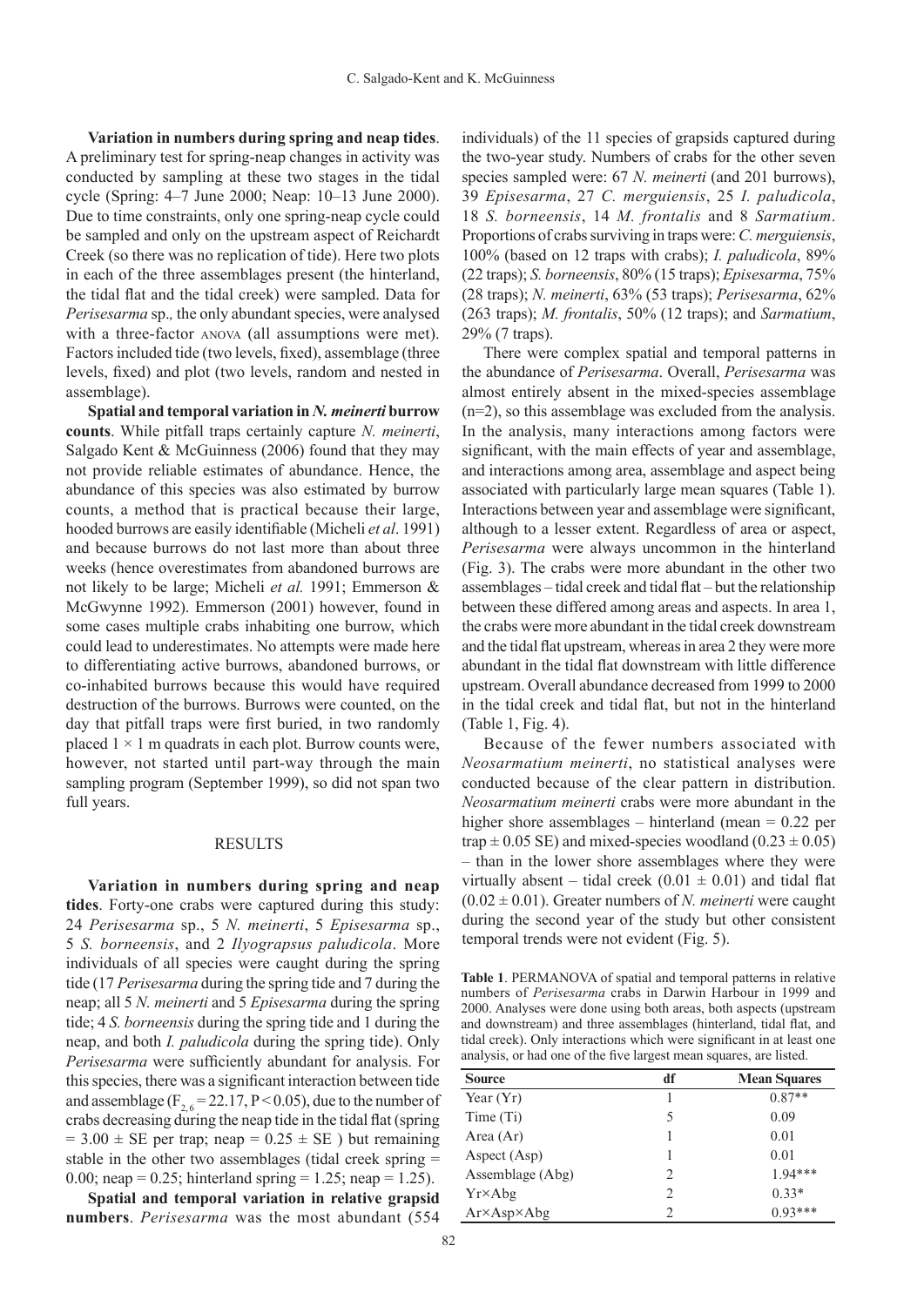**Variation in numbers during spring and neap tides**. A preliminary test for spring-neap changes in activity was conducted by sampling at these two stages in the tidal cycle (Spring: 4–7 June 2000; Neap: 10–13 June 2000). Due to time constraints, only one spring-neap cycle could be sampled and only on the upstream aspect of Reichardt Creek (so there was no replication of tide). Here two plots in each of the three assemblages present (the hinterland, the tidal flat and the tidal creek) were sampled. Data for *Perisesarma* sp.*,* the only abundant species, were analysed with a three-factor ANOVA (all assumptions were met). Factors included tide (two levels, fixed), assemblage (three levels, fixed) and plot (two levels, random and nested in assemblage).

**Spatial and temporal variation in *N. meinerti* burrow counts**. While pitfall traps certainly capture *N. meinerti*, Salgado Kent & McGuinness (2006) found that they may not provide reliable estimates of abundance. Hence, the abundance of this species was also estimated by burrow counts, a method that is practical because their large, hooded burrows are easily identifiable (Micheli *et al*. 1991) and because burrows do not last more than about three weeks (hence overestimates from abandoned burrows are not likely to be large; Micheli *et al.* 1991; Emmerson & McGwynne 1992). Emmerson (2001) however, found in some cases multiple crabs inhabiting one burrow, which could lead to underestimates. No attempts were made here to differentiating active burrows, abandoned burrows, or co-inhabited burrows because this would have required destruction of the burrows. Burrows were counted, on the day that pitfall traps were first buried, in two randomly placed $1 \times 1$ m quadrats in each plot. Burrow counts were, however, not started until part-way through the main sampling program (September 1999), so did not span two full years.

## RESULTS

**Variation in numbers during spring and neap tides**. Forty-one crabs were captured during this study: 24 *Perisesarma* sp., 5 *N. meinerti*, 5 *Episesarma* sp., 5 *S. borneensis*, and 2 *Ilyograpsus paludicola*. More individuals of all species were caught during the spring tide (17 *Perisesarma* during the spring tide and 7 during the neap; all 5 *N. meinerti* and 5 *Episesarma* during the spring tide; 4 *S. borneensis* during the spring tide and 1 during the neap, and both *I. paludicola* during the spring tide). Only *Perisesarma* were sufficiently abundant for analysis. For this species, there was a significant interaction between tide and assemblage ($F_{2,6} = 22.17$, $P < 0.05$), due to the number of crabs decreasing during the neap tide in the tidal flat (spring $= 3.00 \pm$ SE per trap; neap $= 0.25 \pm$ SE ) but remaining stable in the other two assemblages (tidal creek spring = 0.00; neap = 0.25; hinterland spring = 1.25; neap = 1.25).

**Spatial and temporal variation in relative grapsid numbers**. *Perisesarma* was the most abundant (554 individuals) of the 11 species of grapsids captured during the two-year study. Numbers of crabs for the other seven species sampled were: 67 *N. meinerti* (and 201 burrows), 39 *Episesarma*, 27 *C. merguiensis*, 25 *I. paludicola*, 18 *S. borneensis*, 14 *M. frontalis* and 8 *Sarmatium*. Proportions of crabs surviving in traps were: *C. merguiensis*, 100% (based on 12 traps with crabs); *I. paludicola*, 89% (22 traps); *S. borneensis*, 80% (15 traps); *Episesarma*, 75% (28 traps); *N. meinerti*, 63% (53 traps); *Perisesarma*, 62% (263 traps); *M. frontalis*, 50% (12 traps); and *Sarmatium*, 29% (7 traps).

There were complex spatial and temporal patterns in the abundance of *Perisesarma*. Overall, *Perisesarma* was almost entirely absent in the mixed-species assemblage (n=2), so this assemblage was excluded from the analysis. In the analysis, many interactions among factors were significant, with the main effects of year and assemblage, and interactions among area, assemblage and aspect being associated with particularly large mean squares (Table 1). Interactions between year and assemblage were significant, although to a lesser extent. Regardless of area or aspect, *Perisesarma* were always uncommon in the hinterland (Fig. 3). The crabs were more abundant in the other two assemblages – tidal creek and tidal flat – but the relationship between these differed among areas and aspects. In area 1, the crabs were more abundant in the tidal creek downstream and the tidal flat upstream, whereas in area 2 they were more abundant in the tidal flat downstream with little difference upstream. Overall abundance decreased from 1999 to 2000 in the tidal creek and tidal flat, but not in the hinterland (Table 1, Fig. 4).

Because of the fewer numbers associated with *Neosarmatium meinerti*, no statistical analyses were conducted because of the clear pattern in distribution. *Neosarmatium meinerti* crabs were more abundant in the higher shore assemblages – hinterland (mean = 0.22 per trap $\pm$ 0.05 SE) and mixed-species woodland ($0.23 \pm 0.05$) – than in the lower shore assemblages where they were virtually absent – tidal creek ($0.01 \pm 0.01$) and tidal flat ($0.02 \pm 0.01$). Greater numbers of *N. meinerti* were caught during the second year of the study but other consistent temporal trends were not evident (Fig. 5).

**Table 1**. PERMANOVA of spatial and temporal patterns in relative numbers of *Perisesarma* crabs in Darwin Harbour in 1999 and 2000. Analyses were done using both areas, both aspects (upstream and downstream) and three assemblages (hinterland, tidal flat, and tidal creek). Only interactions which were significant in at least one analysis, or had one of the five largest mean squares, are listed.

| Source | df | Mean Squares |
|---|---|---|
| Year (Yr) | 1 | 0.87** |
| Time (Ti) | 5 | 0.09 |
| Area (Ar) | 1 | 0.01 |
| Aspect (Asp) | 1 | 0.01 |
| Assemblage (Abg) | 2 | 1.94*** |
| Yr×Abg | 2 | 0.33* |
| Ar×Asp×Abg | 2 | 0.93*** |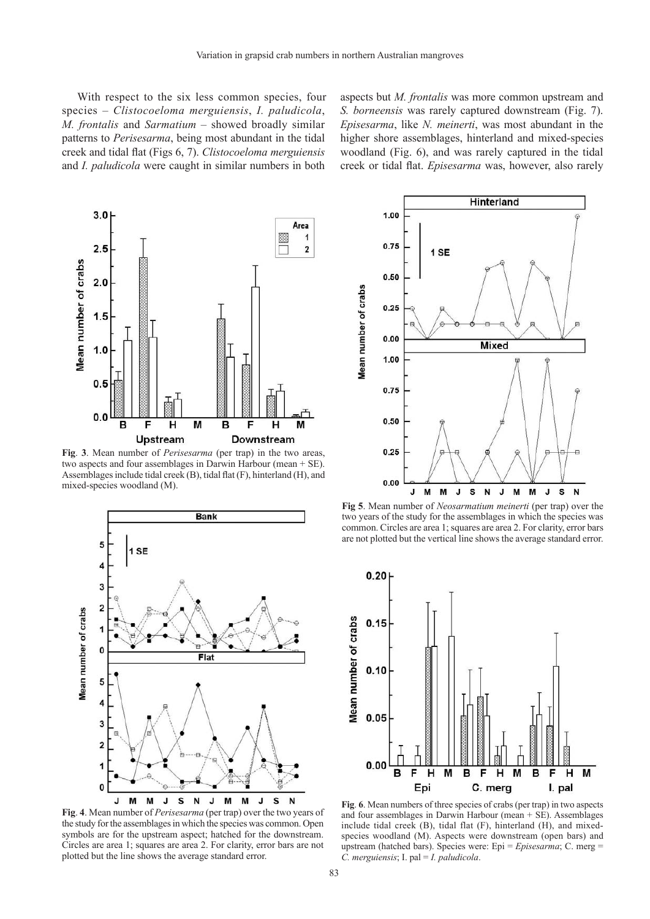With respect to the six less common species, four species – *Clistocoeloma merguiensis*, *I. paludicola*, *M. frontalis* and *Sarmatium* – showed broadly similar patterns to *Perisesarma*, being most abundant in the tidal creek and tidal flat (Figs 6, 7). *Clistocoeloma merguiensis* and *I. paludicola* were caught in similar numbers in both aspects but *M. frontalis* was more common upstream and *S. borneensis* was rarely captured downstream (Fig. 7). *Episesarma*, like *N. meinerti*, was most abundant in the higher shore assemblages, hinterland and mixed-species woodland (Fig. 6), and was rarely captured in the tidal creek or tidal flat. *Episesarma* was, however, also rarely

**Fig. 3**. Mean number of *Perisesarma* (per trap) in the two areas, two aspects and four assemblages in Darwin Harbour (mean + SE). Assemblages include tidal creek (B), tidal flat (F), hinterland (H), and mixed-species woodland (M).

**Fig. 4**. Mean number of *Perisesarma* (per trap) over the two years of the study for the assemblages in which the species was common. Open symbols are for the upstream aspect; hatched for the downstream. Circles are area 1; squares are area 2. For clarity, error bars are not plotted but the line shows the average standard error.

**Fig 5**. Mean number of *Neosarmatium meinerti* (per trap) over the two years of the study for the assemblages in which the species was common. Circles are area 1; squares are area 2. For clarity, error bars are not plotted but the vertical line shows the average standard error.

**Fig. 6**. Mean numbers of three species of crabs (per trap) in two aspects and four assemblages in Darwin Harbour (mean + SE). Assemblages include tidal creek (B), tidal flat (F), hinterland (H), and mixed-species woodland (M). Aspects were downstream (open bars) and upstream (hatched bars). Species were: Epi = *Episesarma*; C. merg = *C. merguiensis*; I. pal = *I. paludicola*.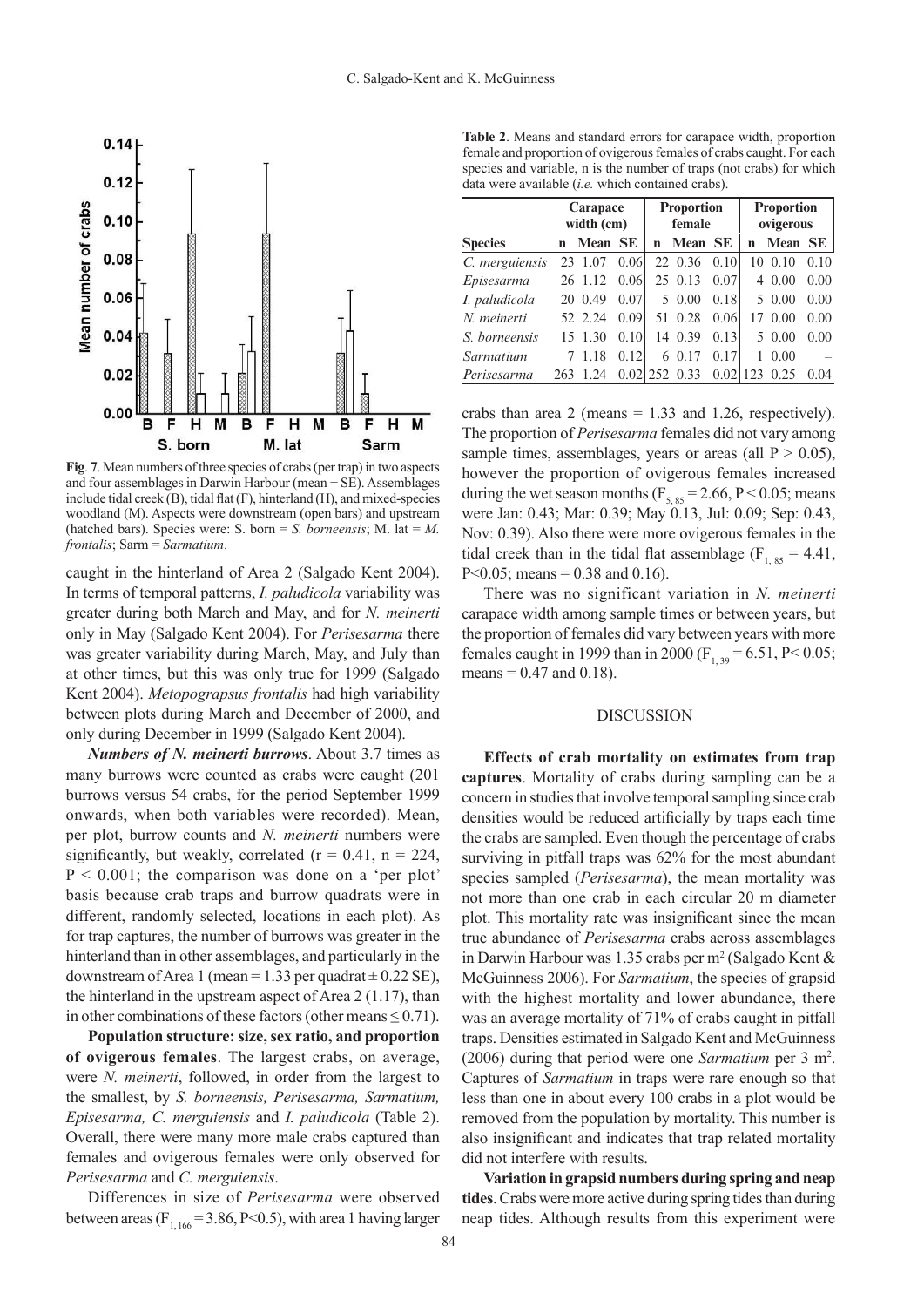**Fig. 7**. Mean numbers of three species of crabs (per trap) in two aspects and four assemblages in Darwin Harbour (mean + SE). Assemblages include tidal creek (B), tidal flat (F), hinterland (H), and mixed-species woodland (M). Aspects were downstream (open bars) and upstream (hatched bars). Species were: S. born = *S. borneensis*; M. lat = *M. frontalis*; Sarm = *Sarmatium*.

caught in the hinterland of Area 2 (Salgado Kent 2004). In terms of temporal patterns, *I. paludicola* variability was greater during both March and May, and for *N. meinerti* only in May (Salgado Kent 2004). For *Perisesarma* there was greater variability during March, May, and July than at other times, but this was only true for 1999 (Salgado Kent 2004). *Metopograpsus frontalis* had high variability between plots during March and December of 2000, and only during December in 1999 (Salgado Kent 2004).

***Numbers of N. meinerti burrows***. About 3.7 times as many burrows were counted as crabs were caught (201 burrows versus 54 crabs, for the period September 1999 onwards, when both variables were recorded). Mean, per plot, burrow counts and *N. meinerti* numbers were significantly, but weakly, correlated ($r = 0.41$, $n = 224$, $P < 0.001$; the comparison was done on a 'per plot' basis because crab traps and burrow quadrats were in different, randomly selected, locations in each plot). As for trap captures, the number of burrows was greater in the hinterland than in other assemblages, and particularly in the downstream of Area 1 (mean = 1.33 per quadrat ± 0.22 SE), the hinterland in the upstream aspect of Area 2 (1.17), than in other combinations of these factors (other means ≤ 0.71).

**Population structure: size, sex ratio, and proportion of ovigerous females**. The largest crabs, on average, were *N. meinerti*, followed, in order from the largest to the smallest, by *S. borneensis, Perisesarma, Sarmatium, Episesarma, C. merguiensis* and *I. paludicola* (Table 2). Overall, there were many more male crabs captured than females and ovigerous females were only observed for *Perisesarma* and *C. merguiensis*.

Differences in size of *Perisesarma* were observed between areas ($F_{1,166} = 3.86$, $P<0.5$), with area 1 having larger crabs than area 2 (means = 1.33 and 1.26, respectively). The proportion of *Perisesarma* females did not vary among sample times, assemblages, years or areas (all $P > 0.05$), however the proportion of ovigerous females increased during the wet season months ($F_{5,85} = 2.66$, $P < 0.05$; means were Jan: 0.43; Mar: 0.39; May 0.13, Jul: 0.09; Sep: 0.43, Nov: 0.39). Also there were more ovigerous females in the tidal creek than in the tidal flat assemblage ($F_{1,85} = 4.41$, $P<0.05$; means = 0.38 and 0.16).

There was no significant variation in *N. meinerti* carapace width among sample times or between years, but the proportion of females did vary between years with more females caught in 1999 than in 2000 ($F_{1,39} = 6.51$, $P< 0.05$; means = 0.47 and 0.18).

**Table 2**. Means and standard errors for carapace width, proportion female and proportion of ovigerous females of crabs caught. For each species and variable, n is the number of traps (not crabs) for which data were available (*i.e.* which contained crabs).

| | Carapace width (cm) | | | Proportion female | | | Proportion ovigerous | | |
|---|---|---|---|---|---|---|---|---|---|
| **Species** | **n** | **Mean** | **SE** | **n** | **Mean** | **SE** | **n** | **Mean** | **SE** |
| *C. merguiensis* | 23 | 1.07 | 0.06 | 22 | 0.36 | 0.10 | 10 | 0.10 | 0.10 |
| *Episesarma* | 26 | 1.12 | 0.06 | 25 | 0.13 | 0.07 | 4 | 0.00 | 0.00 |
| *I. paludicola* | 20 | 0.49 | 0.07 | 5 | 0.00 | 0.18 | 5 | 0.00 | 0.00 |
| *N. meinerti* | 52 | 2.24 | 0.09 | 51 | 0.28 | 0.06 | 17 | 0.00 | 0.00 |
| *S. borneensis* | 15 | 1.30 | 0.10 | 14 | 0.39 | 0.13 | 5 | 0.00 | 0.00 |
| *Sarmatium* | 7 | 1.18 | 0.12 | 6 | 0.17 | 0.17 | 1 | 0.00 | – |
| *Perisesarma* | 263 | 1.24 | 0.02 | 252 | 0.33 | 0.02 | 123 | 0.25 | 0.04 |

## DISCUSSION

**Effects of crab mortality on estimates from trap captures**. Mortality of crabs during sampling can be a concern in studies that involve temporal sampling since crab densities would be reduced artificially by traps each time the crabs are sampled. Even though the percentage of crabs surviving in pitfall traps was 62% for the most abundant species sampled (*Perisesarma*), the mean mortality was not more than one crab in each circular 20 m diameter plot. This mortality rate was insignificant since the mean true abundance of *Perisesarma* crabs across assemblages in Darwin Harbour was 1.35 crabs per m$^2$ (Salgado Kent & McGuinness 2006). For *Sarmatium*, the species of grapsid with the highest mortality and lower abundance, there was an average mortality of 71% of crabs caught in pitfall traps. Densities estimated in Salgado Kent and McGuinness (2006) during that period were one *Sarmatium* per 3 m$^2$. Captures of *Sarmatium* in traps were rare enough so that less than one in about every 100 crabs in a plot would be removed from the population by mortality. This number is also insignificant and indicates that trap related mortality did not interfere with results.

**Variation in grapsid numbers during spring and neap tides**. Crabs were more active during spring tides than during neap tides. Although results from this experiment were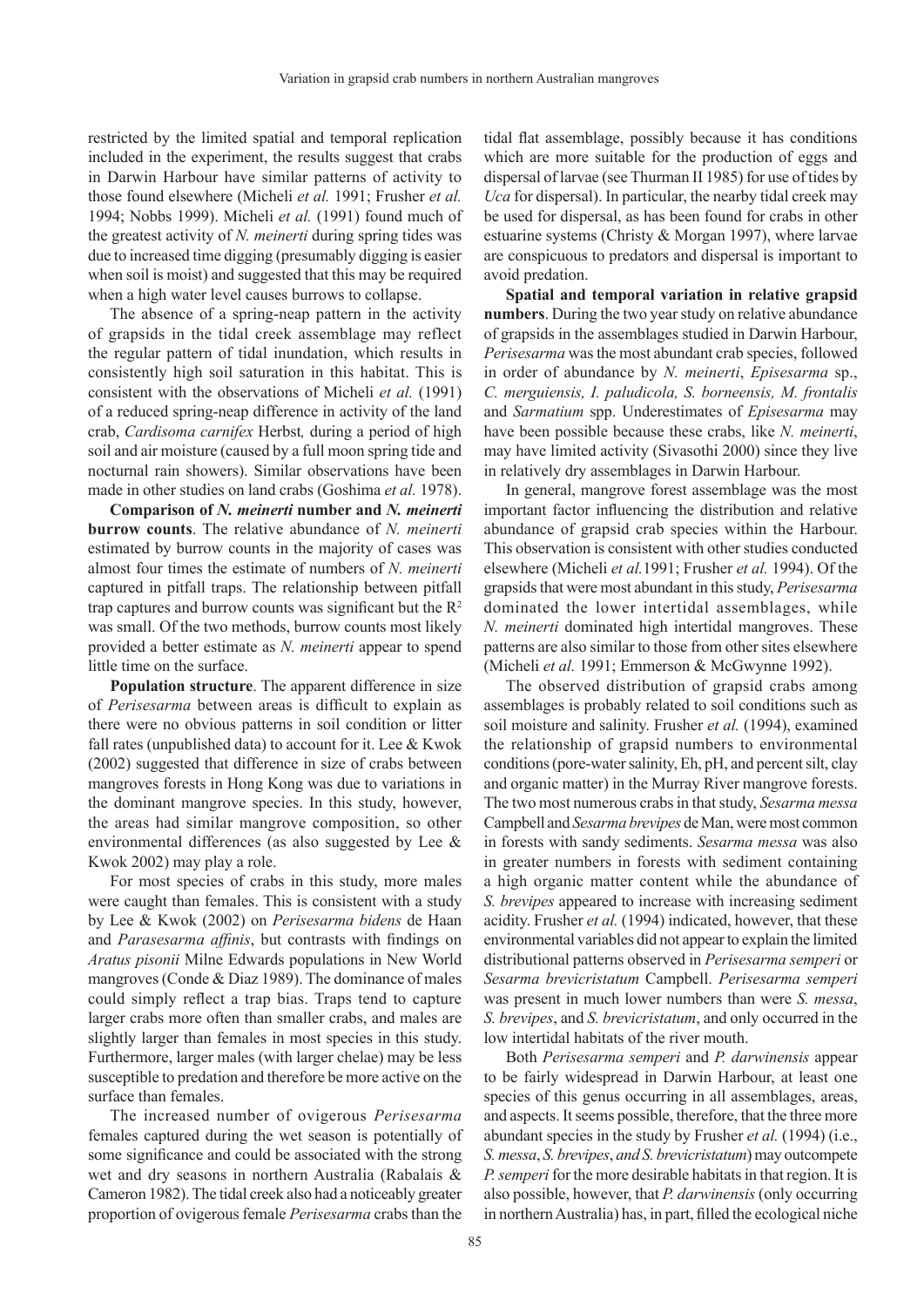restricted by the limited spatial and temporal replication included in the experiment, the results suggest that crabs in Darwin Harbour have similar patterns of activity to those found elsewhere (Micheli *et al.* 1991; Frusher *et al.* 1994; Nobbs 1999). Micheli *et al.* (1991) found much of the greatest activity of *N. meinerti* during spring tides was due to increased time digging (presumably digging is easier when soil is moist) and suggested that this may be required when a high water level causes burrows to collapse.

The absence of a spring-neap pattern in the activity of grapsids in the tidal creek assemblage may reflect the regular pattern of tidal inundation, which results in consistently high soil saturation in this habitat. This is consistent with the observations of Micheli *et al.* (1991) of a reduced spring-neap difference in activity of the land crab, *Cardisoma carnifex* Herbst*,* during a period of high soil and air moisture (caused by a full moon spring tide and nocturnal rain showers). Similar observations have been made in other studies on land crabs (Goshima *et al.* 1978).

**Comparison of *N. meinerti* number and *N. meinerti* burrow counts**. The relative abundance of *N. meinerti* estimated by burrow counts in the majority of cases was almost four times the estimate of numbers of *N. meinerti* captured in pitfall traps. The relationship between pitfall trap captures and burrow counts was significant but the $R^2$ was small. Of the two methods, burrow counts most likely provided a better estimate as *N. meinerti* appear to spend little time on the surface.

**Population structure**. The apparent difference in size of *Perisesarma* between areas is difficult to explain as there were no obvious patterns in soil condition or litter fall rates (unpublished data) to account for it. Lee & Kwok (2002) suggested that difference in size of crabs between mangroves forests in Hong Kong was due to variations in the dominant mangrove species. In this study, however, the areas had similar mangrove composition, so other environmental differences (as also suggested by Lee & Kwok 2002) may play a role.

For most species of crabs in this study, more males were caught than females. This is consistent with a study by Lee & Kwok (2002) on *Perisesarma bidens* de Haan and *Parasesarma affinis*, but contrasts with findings on *Aratus pisonii* Milne Edwards populations in New World mangroves (Conde & Diaz 1989). The dominance of males could simply reflect a trap bias. Traps tend to capture larger crabs more often than smaller crabs, and males are slightly larger than females in most species in this study. Furthermore, larger males (with larger chelae) may be less susceptible to predation and therefore be more active on the surface than females.

The increased number of ovigerous *Perisesarma* females captured during the wet season is potentially of some significance and could be associated with the strong wet and dry seasons in northern Australia (Rabalais & Cameron 1982). The tidal creek also had a noticeably greater proportion of ovigerous female *Perisesarma* crabs than the tidal flat assemblage, possibly because it has conditions which are more suitable for the production of eggs and dispersal of larvae (see Thurman II 1985) for use of tides by *Uca* for dispersal). In particular, the nearby tidal creek may be used for dispersal, as has been found for crabs in other estuarine systems (Christy & Morgan 1997), where larvae are conspicuous to predators and dispersal is important to avoid predation.

**Spatial and temporal variation in relative grapsid numbers**. During the two year study on relative abundance of grapsids in the assemblages studied in Darwin Harbour, *Perisesarma* was the most abundant crab species, followed in order of abundance by *N. meinerti*, *Episesarma* sp., *C. merguiensis, I. paludicola, S. borneensis, M. frontalis* and *Sarmatium* spp. Underestimates of *Episesarma* may have been possible because these crabs, like *N. meinerti*, may have limited activity (Sivasothi 2000) since they live in relatively dry assemblages in Darwin Harbour.

In general, mangrove forest assemblage was the most important factor influencing the distribution and relative abundance of grapsid crab species within the Harbour. This observation is consistent with other studies conducted elsewhere (Micheli *et al.*1991; Frusher *et al.* 1994). Of the grapsids that were most abundant in this study, *Perisesarma* dominated the lower intertidal assemblages, while *N. meinerti* dominated high intertidal mangroves. These patterns are also similar to those from other sites elsewhere (Micheli *et al.* 1991; Emmerson & McGwynne 1992).

The observed distribution of grapsid crabs among assemblages is probably related to soil conditions such as soil moisture and salinity. Frusher *et al.* (1994), examined the relationship of grapsid numbers to environmental conditions (pore-water salinity, Eh, pH, and percent silt, clay and organic matter) in the Murray River mangrove forests. The two most numerous crabs in that study, *Sesarma messa* Campbell and *Sesarma brevipes* de Man, were most common in forests with sandy sediments. *Sesarma messa* was also in greater numbers in forests with sediment containing a high organic matter content while the abundance of *S. brevipes* appeared to increase with increasing sediment acidity. Frusher *et al.* (1994) indicated, however, that these environmental variables did not appear to explain the limited distributional patterns observed in *Perisesarma semperi* or *Sesarma brevicristatum* Campbell. *Perisesarma semperi* was present in much lower numbers than were *S. messa*, *S. brevipes*, and *S. brevicristatum*, and only occurred in the low intertidal habitats of the river mouth.

Both *Perisesarma semperi* and *P. darwinensis* appear to be fairly widespread in Darwin Harbour, at least one species of this genus occurring in all assemblages, areas, and aspects. It seems possible, therefore, that the three more abundant species in the study by Frusher *et al.* (1994) (i.e., *S. messa*, *S. brevipes*, *and S. brevicristatum*) may outcompete *P. semperi* for the more desirable habitats in that region. It is also possible, however, that *P. darwinensis* (only occurring in northern Australia) has, in part, filled the ecological niche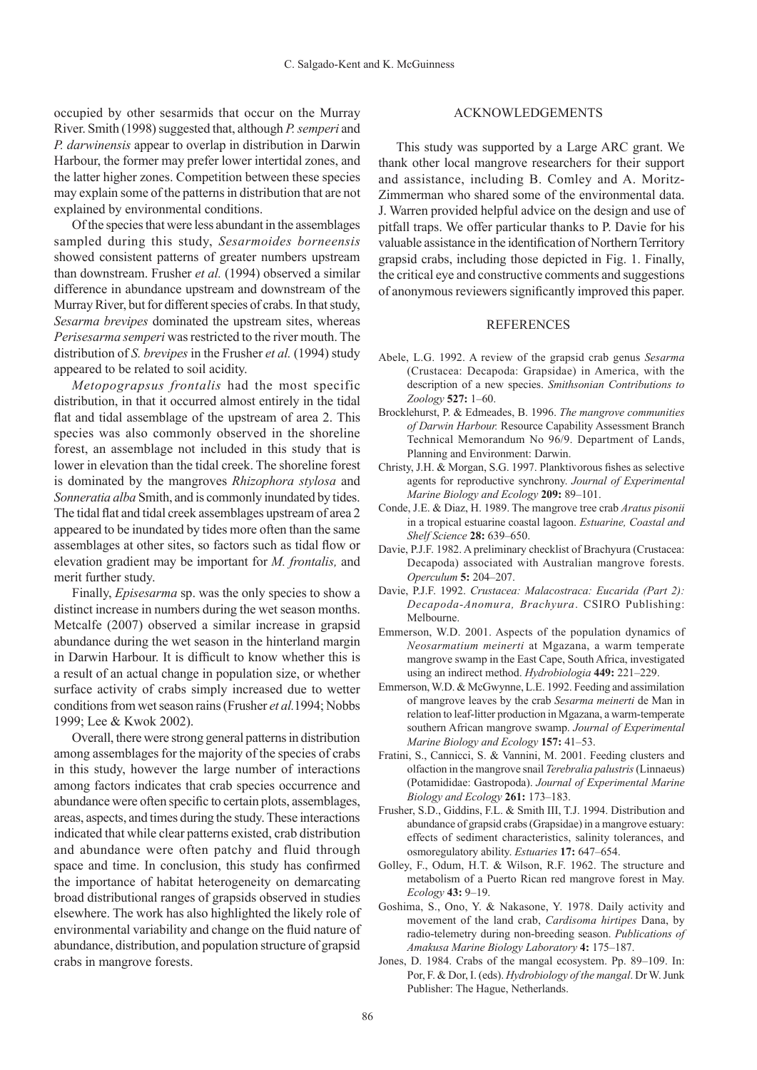occupied by other sesarmids that occur on the Murray River. Smith (1998) suggested that, although *P. semperi* and *P. darwinensis* appear to overlap in distribution in Darwin Harbour, the former may prefer lower intertidal zones, and the latter higher zones. Competition between these species may explain some of the patterns in distribution that are not explained by environmental conditions.

Of the species that were less abundant in the assemblages sampled during this study, *Sesarmoides borneensis* showed consistent patterns of greater numbers upstream than downstream. Frusher *et al.* (1994) observed a similar difference in abundance upstream and downstream of the Murray River, but for different species of crabs. In that study, *Sesarma brevipes* dominated the upstream sites, whereas *Perisesarma semperi* was restricted to the river mouth. The distribution of *S. brevipes* in the Frusher *et al.* (1994) study appeared to be related to soil acidity.

*Metopograpsus frontalis* had the most specific distribution, in that it occurred almost entirely in the tidal flat and tidal assemblage of the upstream of area 2. This species was also commonly observed in the shoreline forest, an assemblage not included in this study that is lower in elevation than the tidal creek. The shoreline forest is dominated by the mangroves *Rhizophora stylosa* and *Sonneratia alba* Smith, and is commonly inundated by tides. The tidal flat and tidal creek assemblages upstream of area 2 appeared to be inundated by tides more often than the same assemblages at other sites, so factors such as tidal flow or elevation gradient may be important for *M. frontalis,* and merit further study.

Finally, *Episesarma* sp. was the only species to show a distinct increase in numbers during the wet season months. Metcalfe (2007) observed a similar increase in grapsid abundance during the wet season in the hinterland margin in Darwin Harbour. It is difficult to know whether this is a result of an actual change in population size, or whether surface activity of crabs simply increased due to wetter conditions from wet season rains (Frusher *et al.*1994; Nobbs 1999; Lee & Kwok 2002).

Overall, there were strong general patterns in distribution among assemblages for the majority of the species of crabs in this study, however the large number of interactions among factors indicates that crab species occurrence and abundance were often specific to certain plots, assemblages, areas, aspects, and times during the study. These interactions indicated that while clear patterns existed, crab distribution and abundance were often patchy and fluid through space and time. In conclusion, this study has confirmed the importance of habitat heterogeneity on demarcating broad distributional ranges of grapsids observed in studies elsewhere. The work has also highlighted the likely role of environmental variability and change on the fluid nature of abundance, distribution, and population structure of grapsid crabs in mangrove forests.

## ACKNOWLEDGEMENTS

This study was supported by a Large ARC grant. We thank other local mangrove researchers for their support and assistance, including B. Comley and A. Moritz-Zimmerman who shared some of the environmental data. J. Warren provided helpful advice on the design and use of pitfall traps. We offer particular thanks to P. Davie for his valuable assistance in the identification of Northern Territory grapsid crabs, including those depicted in Fig. 1. Finally, the critical eye and constructive comments and suggestions of anonymous reviewers significantly improved this paper.

## REFERENCES

Abele, L.G. 1992. A review of the grapsid crab genus *Sesarma* (Crustacea: Decapoda: Grapsidae) in America, with the description of a new species. *Smithsonian Contributions to Zoology* **527:** 1–60.

Brocklehurst, P. & Edmeades, B. 1996. *The mangrove communities of Darwin Harbour.* Resource Capability Assessment Branch Technical Memorandum No 96/9. Department of Lands, Planning and Environment: Darwin.

Christy, J.H. & Morgan, S.G. 1997. Planktivorous fishes as selective agents for reproductive synchrony. *Journal of Experimental Marine Biology and Ecology* **209:** 89–101.

Conde, J.E. & Diaz, H. 1989. The mangrove tree crab *Aratus pisonii* in a tropical estuarine coastal lagoon. *Estuarine, Coastal and Shelf Science* **28:** 639–650.

Davie, P.J.F. 1982. A preliminary checklist of Brachyura (Crustacea: Decapoda) associated with Australian mangrove forests. *Operculum* **5:** 204–207.

Davie, P.J.F. 1992. *Crustacea: Malacostraca: Eucarida (Part 2): Decapoda-Anomura, Brachyura*. CSIRO Publishing: Melbourne.

Emmerson, W.D. 2001. Aspects of the population dynamics of *Neosarmatium meinerti* at Mgazana, a warm temperate mangrove swamp in the East Cape, South Africa, investigated using an indirect method. *Hydrobiologia* **449:** 221–229.

Emmerson, W.D. & McGwynne, L.E. 1992. Feeding and assimilation of mangrove leaves by the crab *Sesarma meinerti* de Man in relation to leaf-litter production in Mgazana, a warm-temperate southern African mangrove swamp. *Journal of Experimental Marine Biology and Ecology* **157:** 41–53.

Fratini, S., Cannicci, S. & Vannini, M. 2001. Feeding clusters and olfaction in the mangrove snail *Terebralia palustris* (Linnaeus) (Potamididae: Gastropoda). *Journal of Experimental Marine Biology and Ecology* **261:** 173–183.

Frusher, S.D., Giddins, F.L. & Smith III, T.J. 1994. Distribution and abundance of grapsid crabs (Grapsidae) in a mangrove estuary: effects of sediment characteristics, salinity tolerances, and osmoregulatory ability. *Estuaries* **17:** 647–654.

Golley, F., Odum, H.T. & Wilson, R.F. 1962. The structure and metabolism of a Puerto Rican red mangrove forest in May. *Ecology* **43:** 9–19.

Goshima, S., Ono, Y. & Nakasone, Y. 1978. Daily activity and movement of the land crab, *Cardisoma hirtipes* Dana, by radio-telemetry during non-breeding season. *Publications of Amakusa Marine Biology Laboratory* **4:** 175–187.

Jones, D. 1984. Crabs of the mangal ecosystem. Pp. 89–109. In: Por, F. & Dor, I. (eds). *Hydrobiology of the mangal*. Dr W. Junk Publisher: The Hague, Netherlands.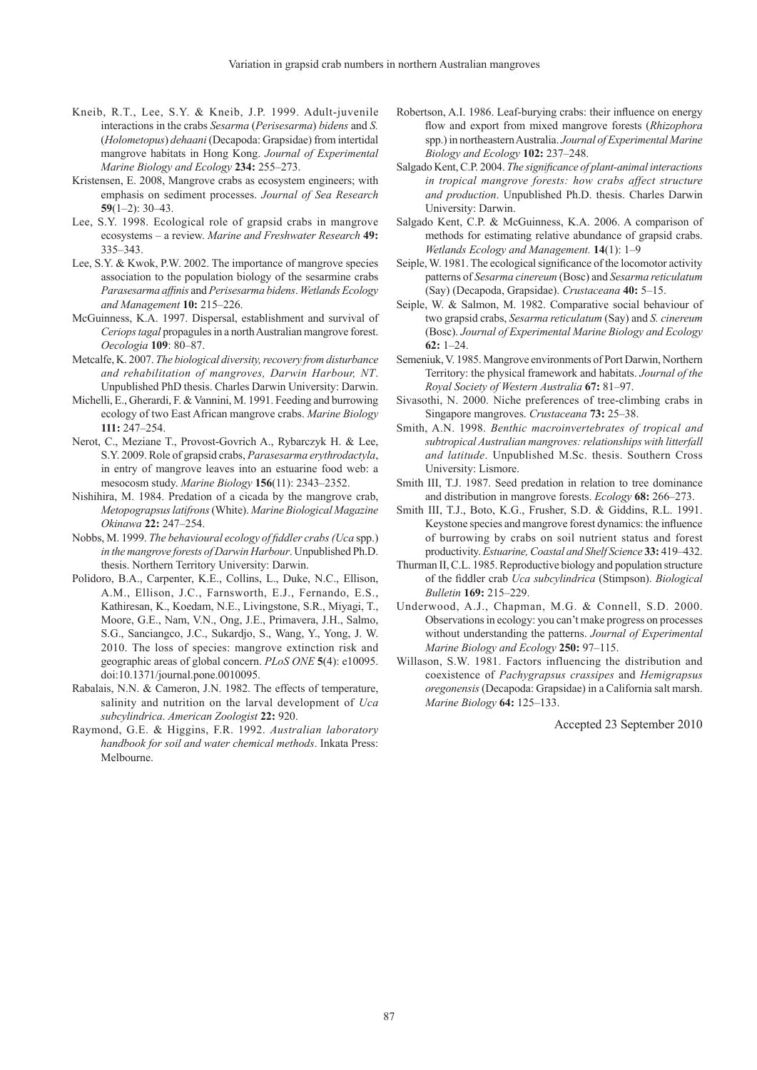Kneib, R.T., Lee, S.Y. & Kneib, J.P. 1999. Adult-juvenile interactions in the crabs *Sesarma* (*Perisesarma*) *bidens* and *S.* (*Holometopus*) *dehaani* (Decapoda: Grapsidae) from intertidal mangrove habitats in Hong Kong. *Journal of Experimental Marine Biology and Ecology* **234:** 255–273.

Kristensen, E. 2008, Mangrove crabs as ecosystem engineers; with emphasis on sediment processes. *Journal of Sea Research* **59**(1–2): 30–43.

Lee, S.Y. 1998. Ecological role of grapsid crabs in mangrove ecosystems – a review. *Marine and Freshwater Research* **49:** 335–343.

Lee, S.Y. & Kwok, P.W. 2002. The importance of mangrove species association to the population biology of the sesarmine crabs *Parasesarma affinis* and *Perisesarma bidens*. *Wetlands Ecology and Management* **10:** 215–226.

McGuinness, K.A. 1997. Dispersal, establishment and survival of *Ceriops tagal* propagules in a north Australian mangrove forest. *Oecologia* **109**: 80–87.

Metcalfe, K. 2007. *The biological diversity, recovery from disturbance and rehabilitation of mangroves, Darwin Harbour, NT*. Unpublished PhD thesis. Charles Darwin University: Darwin.

Michelli, E., Gherardi, F. & Vannini, M. 1991. Feeding and burrowing ecology of two East African mangrove crabs. *Marine Biology* **111:** 247–254.

Nerot, C., Meziane T., Provost-Govrich A., Rybarczyk H. & Lee, S.Y. 2009. Role of grapsid crabs, *Parasesarma erythrodactyla*, in entry of mangrove leaves into an estuarine food web: a mesocosm study. *Marine Biology* **156**(11): 2343–2352.

Nishihira, M. 1984. Predation of a cicada by the mangrove crab, *Metopograpsus latifrons* (White). *Marine Biological Magazine Okinawa* **22:** 247–254.

Nobbs, M. 1999. *The behavioural ecology of fiddler crabs (Uca* spp.) *in the mangrove forests of Darwin Harbour*. Unpublished Ph.D. thesis. Northern Territory University: Darwin.

Polidoro, B.A., Carpenter, K.E., Collins, L., Duke, N.C., Ellison, A.M., Ellison, J.C., Farnsworth, E.J., Fernando, E.S., Kathiresan, K., Koedam, N.E., Livingstone, S.R., Miyagi, T., Moore, G.E., Nam, V.N., Ong, J.E., Primavera, J.H., Salmo, S.G., Sanciangco, J.C., Sukardjo, S., Wang, Y., Yong, J. W. 2010. The loss of species: mangrove extinction risk and geographic areas of global concern. *PLoS ONE* **5**(4): e10095. doi:10.1371/journal.pone.0010095.

Rabalais, N.N. & Cameron, J.N. 1982. The effects of temperature, salinity and nutrition on the larval development of *Uca subcylindrica*. *American Zoologist* **22:** 920.

Raymond, G.E. & Higgins, F.R. 1992. *Australian laboratory handbook for soil and water chemical methods*. Inkata Press: Melbourne.

Robertson, A.I. 1986. Leaf-burying crabs: their influence on energy flow and export from mixed mangrove forests (*Rhizophora* spp.) in northeastern Australia. *Journal of Experimental Marine Biology and Ecology* **102:** 237–248.

Salgado Kent, C.P. 2004. *The significance of plant-animal interactions in tropical mangrove forests: how crabs affect structure and production*. Unpublished Ph.D. thesis. Charles Darwin University: Darwin.

Salgado Kent, C.P. & McGuinness, K.A. 2006. A comparison of methods for estimating relative abundance of grapsid crabs. *Wetlands Ecology and Management.* **14**(1): 1–9

Seiple, W. 1981. The ecological significance of the locomotor activity patterns of *Sesarma cinereum* (Bosc) and *Sesarma reticulatum* (Say) (Decapoda, Grapsidae). *Crustaceana* **40:** 5–15.

Seiple, W. & Salmon, M. 1982. Comparative social behaviour of two grapsid crabs, *Sesarma reticulatum* (Say) and *S. cinereum* (Bosc). *Journal of Experimental Marine Biology and Ecology* **62:** 1–24.

Semeniuk, V. 1985. Mangrove environments of Port Darwin, Northern Territory: the physical framework and habitats. *Journal of the Royal Society of Western Australia* **67:** 81–97.

Sivasothi, N. 2000. Niche preferences of tree-climbing crabs in Singapore mangroves. *Crustaceana* **73:** 25–38.

Smith, A.N. 1998. *Benthic macroinvertebrates of tropical and subtropical Australian mangroves: relationships with litterfall and latitude*. Unpublished M.Sc. thesis. Southern Cross University: Lismore.

Smith III, T.J. 1987. Seed predation in relation to tree dominance and distribution in mangrove forests. *Ecology* **68:** 266–273.

Smith III, T.J., Boto, K.G., Frusher, S.D. & Giddins, R.L. 1991. Keystone species and mangrove forest dynamics: the influence of burrowing by crabs on soil nutrient status and forest productivity. *Estuarine, Coastal and Shelf Science* **33:** 419–432.

Thurman II, C.L. 1985. Reproductive biology and population structure of the fiddler crab *Uca subcylindrica* (Stimpson). *Biological Bulletin* **169:** 215–229.

Underwood, A.J., Chapman, M.G. & Connell, S.D. 2000. Observations in ecology: you can't make progress on processes without understanding the patterns. *Journal of Experimental Marine Biology and Ecology* **250:** 97–115.

Willason, S.W. 1981. Factors influencing the distribution and coexistence of *Pachygrapsus crassipes* and *Hemigrapsus oregonensis* (Decapoda: Grapsidae) in a California salt marsh. *Marine Biology* **64:** 125–133.

Accepted 23 September 2010